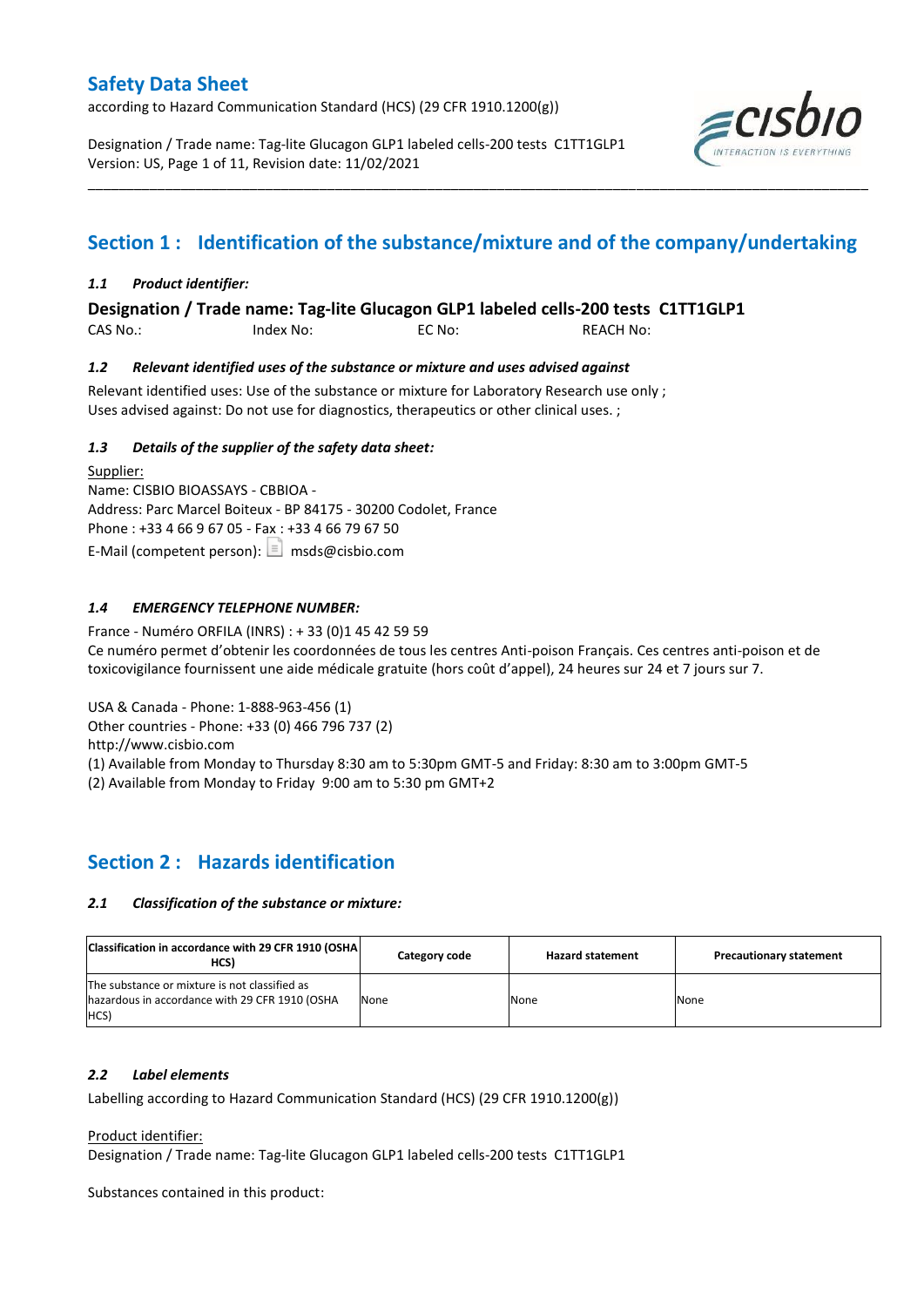# Safety Data Sheet

according to Hazard Communication Standard (HCS) (29 CFR 1910.1200(g))

Designation / Trade name: Tag-lite Glucagon GLP1 labeled cells-200 tests C1TT1GLP1
Version: US, Page 1 of 11, Revision date: 11/02/2021

## Section 1 : Identification of the substance/mixture and of the company/undertaking

### *1.1 Product identifier:*

**Designation / Trade name: Tag-lite Glucagon GLP1 labeled cells-200 tests C1TT1GLP1**

CAS No.: Index No: EC No: REACH No:

### *1.2 Relevant identified uses of the substance or mixture and uses advised against*

Relevant identified uses: Use of the substance or mixture for Laboratory Research use only ;
Uses advised against: Do not use for diagnostics, therapeutics or other clinical uses. ;

### *1.3 Details of the supplier of the safety data sheet:*

Supplier:
Name: CISBIO BIOASSAYS - CBBIOA -
Address: Parc Marcel Boiteux - BP 84175 - 30200 Codolet, France
Phone : +33 4 66 9 67 05 - Fax : +33 4 66 79 67 50
E-Mail (competent person): msds@cisbio.com

### *1.4 EMERGENCY TELEPHONE NUMBER:*

France - Numéro ORFILA (INRS) : + 33 (0)1 45 42 59 59
Ce numéro permet d'obtenir les coordonnées de tous les centres Anti-poison Français. Ces centres anti-poison et de toxicovigilance fournissent une aide médicale gratuite (hors coût d'appel), 24 heures sur 24 et 7 jours sur 7.

USA & Canada - Phone: 1-888-963-456 (1)
Other countries - Phone: +33 (0) 466 796 737 (2)
http://www.cisbio.com
(1) Available from Monday to Thursday 8:30 am to 5:30pm GMT-5 and Friday: 8:30 am to 3:00pm GMT-5
(2) Available from Monday to Friday 9:00 am to 5:30 pm GMT+2

## Section 2 : Hazards identification

### *2.1 Classification of the substance or mixture:*

| Classification in accordance with 29 CFR 1910 (OSHA HCS) | Category code | Hazard statement | Precautionary statement |
|---|---|---|---|
| The substance or mixture is not classified as hazardous in accordance with 29 CFR 1910 (OSHA HCS) | None | None | None |

### *2.2 Label elements*

Labelling according to Hazard Communication Standard (HCS) (29 CFR 1910.1200(g))

Product identifier:
Designation / Trade name: Tag-lite Glucagon GLP1 labeled cells-200 tests C1TT1GLP1

Substances contained in this product: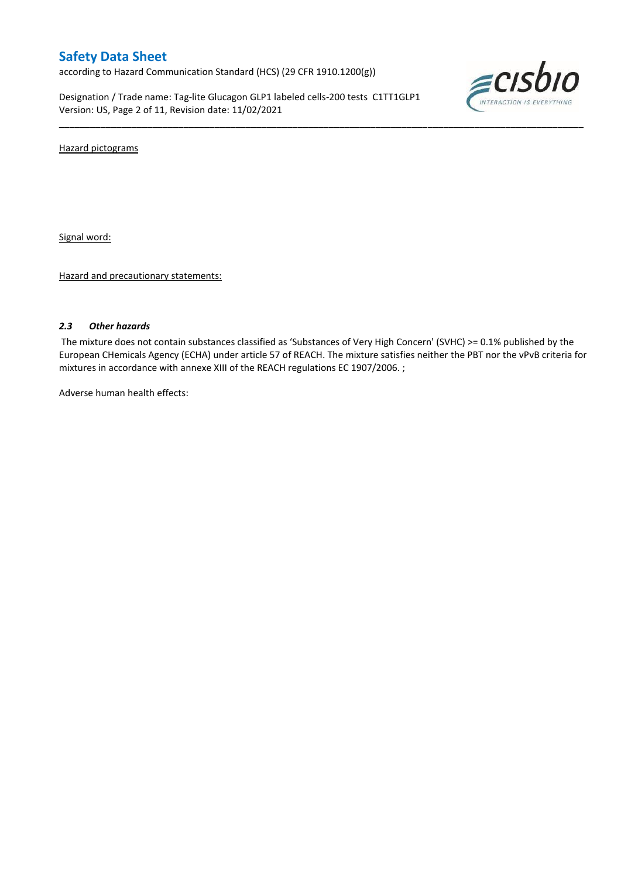Hazard pictograms

Signal word:

Hazard and precautionary statements:

### *2.3 Other hazards*

The mixture does not contain substances classified as 'Substances of Very High Concern' (SVHC) >= 0.1% published by the European CHemicals Agency (ECHA) under article 57 of REACH. The mixture satisfies neither the PBT nor the vPvB criteria for mixtures in accordance with annexe XIII of the REACH regulations EC 1907/2006. ;

Adverse human health effects: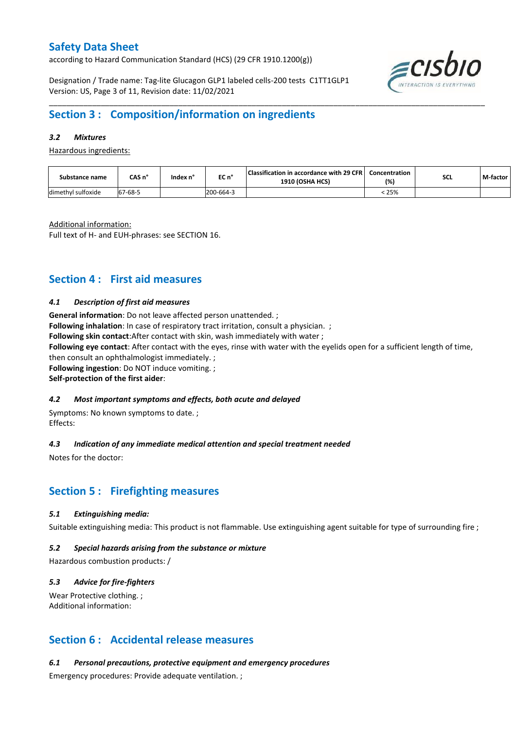## Section 3 : Composition/information on ingredients

### *3.2 Mixtures*

Hazardous ingredients:

| Substance name | CAS n° | Index n° | EC n° | Classification in accordance with 29 CFR 1910 (OSHA HCS) | Concentration (%) | SCL | M-factor |
|---|---|---|---|---|---|---|---|
| dimethyl sulfoxide | 67-68-5 | | 200-664-3 | | < 25% | | |

Additional information:
Full text of H- and EUH-phrases: see SECTION 16.

## Section 4 : First aid measures

### *4.1 Description of first aid measures*

**General information**: Do not leave affected person unattended. ;
**Following inhalation**: In case of respiratory tract irritation, consult a physician. ;
**Following skin contact**:After contact with skin, wash immediately with water ;
**Following eye contact**: After contact with the eyes, rinse with water with the eyelids open for a sufficient length of time, then consult an ophthalmologist immediately. ;
**Following ingestion**: Do NOT induce vomiting. ;
**Self-protection of the first aider**:

### *4.2 Most important symptoms and effects, both acute and delayed*

Symptoms: No known symptoms to date. ;
Effects:

### *4.3 Indication of any immediate medical attention and special treatment needed*

Notes for the doctor:

## Section 5 : Firefighting measures

### *5.1 Extinguishing media:*

Suitable extinguishing media: This product is not flammable. Use extinguishing agent suitable for type of surrounding fire ;

### *5.2 Special hazards arising from the substance or mixture*

Hazardous combustion products: /

### *5.3 Advice for fire-fighters*

Wear Protective clothing. ;
Additional information:

## Section 6 : Accidental release measures

### *6.1 Personal precautions, protective equipment and emergency procedures*

Emergency procedures: Provide adequate ventilation. ;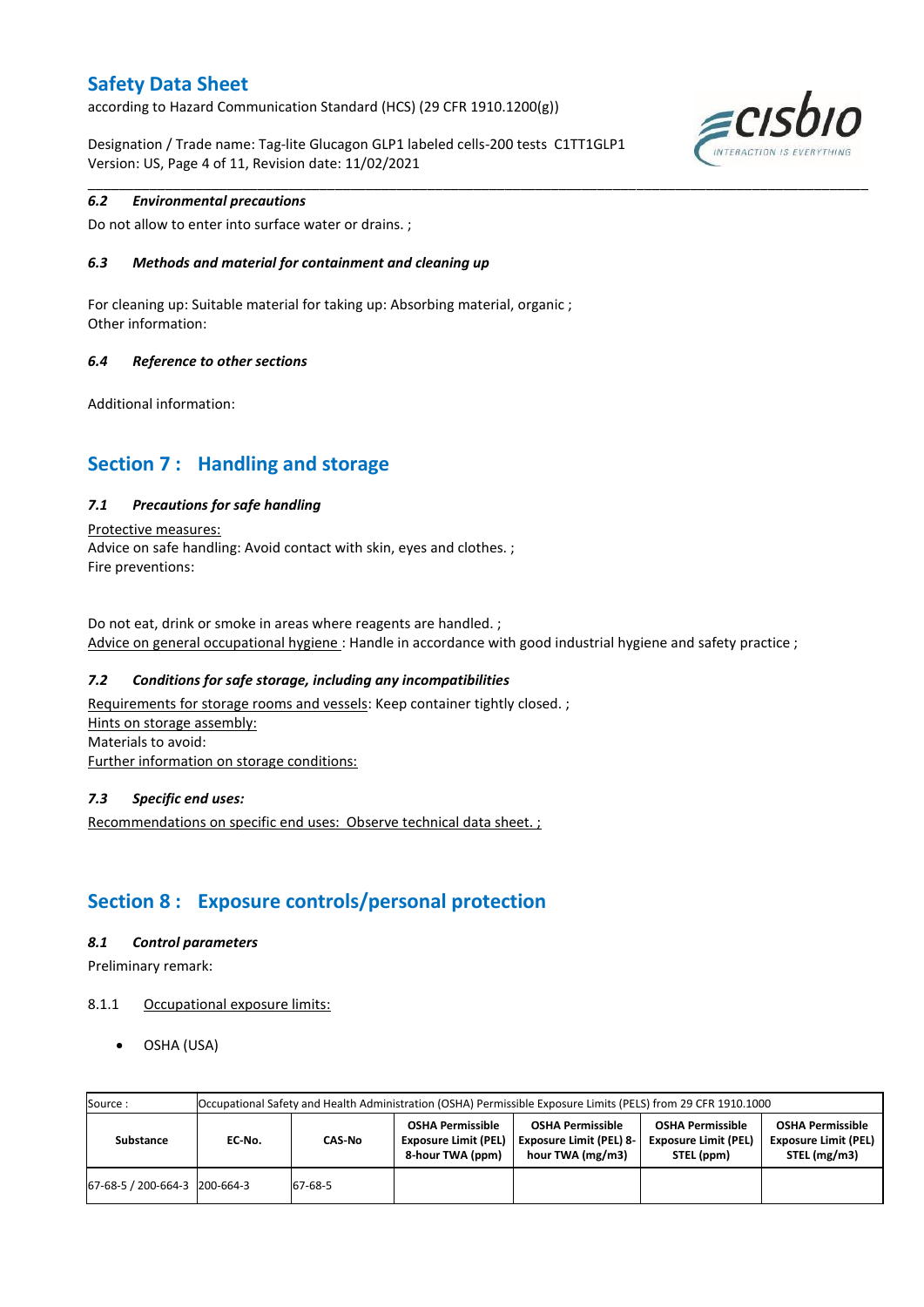### 6.2 *Environmental precautions*

Do not allow to enter into surface water or drains. ;

### 6.3 *Methods and material for containment and cleaning up*

For cleaning up: Suitable material for taking up: Absorbing material, organic ;
Other information:

### 6.4 *Reference to other sections*

Additional information:

## Section 7 : Handling and storage

### 7.1 *Precautions for safe handling*

Protective measures:
Advice on safe handling: Avoid contact with skin, eyes and clothes. ;
Fire preventions:

Do not eat, drink or smoke in areas where reagents are handled. ;
Advice on general occupational hygiene : Handle in accordance with good industrial hygiene and safety practice ;

### 7.2 *Conditions for safe storage, including any incompatibilities*

Requirements for storage rooms and vessels: Keep container tightly closed. ;
Hints on storage assembly:
Materials to avoid:
Further information on storage conditions:

### 7.3 *Specific end uses:*

Recommendations on specific end uses: Observe technical data sheet. ;

## Section 8 : Exposure controls/personal protection

### 8.1 *Control parameters*

Preliminary remark:

8.1.1 Occupational exposure limits:

- OSHA (USA)

| Source : | Occupational Safety and Health Administration (OSHA) Permissible Exposure Limits (PELS) from 29 CFR 1910.1000 | | | | | |
|---|---|---|---|---|---|---|
| **Substance** | **EC-No.** | **CAS-No** | **OSHA Permissible Exposure Limit (PEL) 8-hour TWA (ppm)** | **OSHA Permissible Exposure Limit (PEL) 8-hour TWA (mg/m3)** | **OSHA Permissible Exposure Limit (PEL) STEL (ppm)** | **OSHA Permissible Exposure Limit (PEL) STEL (mg/m3)** |
| 67-68-5 / 200-664-3 | 200-664-3 | 67-68-5 | | | | |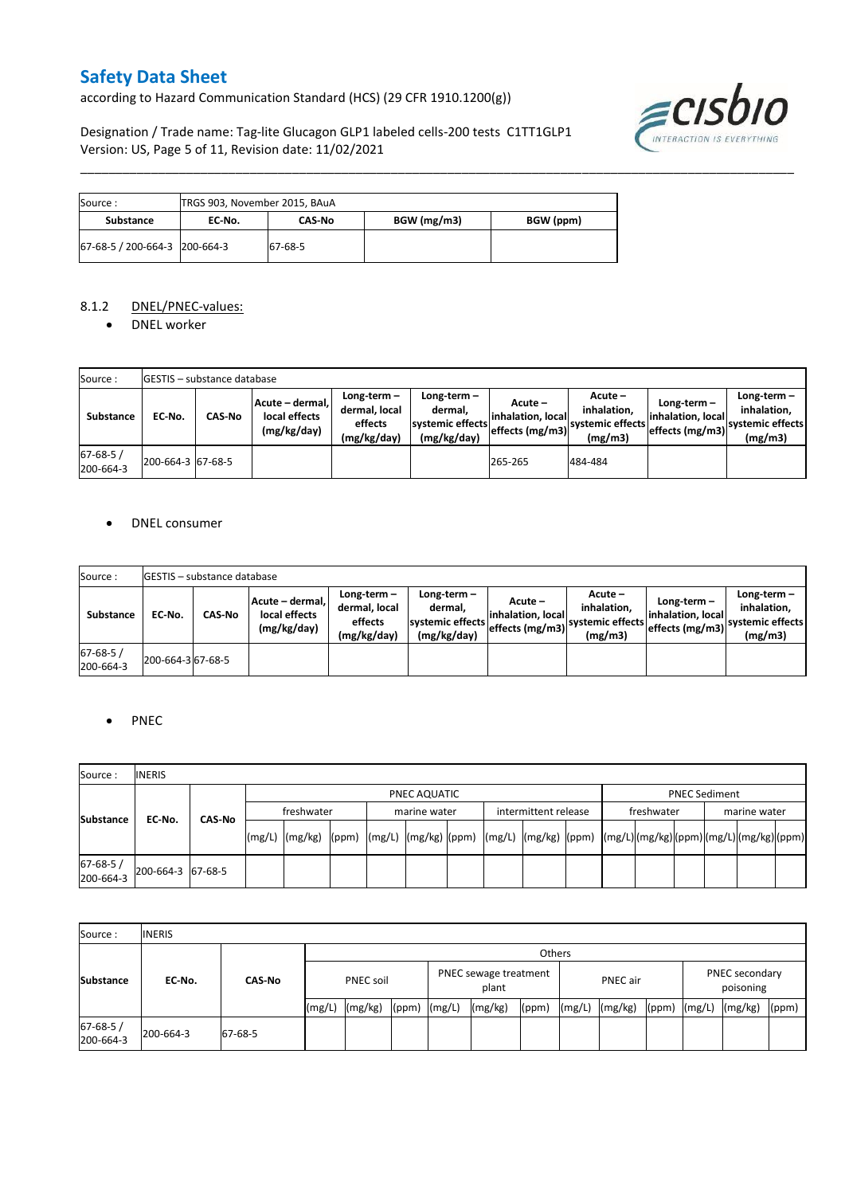| Source : | TRGS 903, November 2015, BAuA | | | |
|---|---|---|---|---|
| **Substance** | **EC-No.** | **CAS-No** | **BGW (mg/m3)** | **BGW (ppm)** |
| 67-68-5 / 200-664-3 | 200-664-3 | 67-68-5 | | |

8.1.2 DNEL/PNEC-values:

- DNEL worker

| Source : | GESTIS – substance database | | | | | | | | |
|---|---|---|---|---|---|---|---|---|---|
| **Substance** | **EC-No.** | **CAS-No** | **Acute – dermal, local effects (mg/kg/day)** | **Long-term – dermal, local effects (mg/kg/day)** | **Long-term – dermal, systemic effects (mg/kg/day)** | **Acute – inhalation, local effects (mg/m3)** | **Acute – inhalation, systemic effects (mg/m3)** | **Long-term – inhalation, local effects (mg/m3)** | **Long-term – inhalation, systemic effects (mg/m3)** |
| 67-68-5 / 200-664-3 | 200-664-3 | 67-68-5 | | | | 265-265 | 484-484 | | |

- DNEL consumer

| Source : | GESTIS – substance database | | | | | | | | |
|---|---|---|---|---|---|---|---|---|---|
| **Substance** | **EC-No.** | **CAS-No** | **Acute – dermal, local effects (mg/kg/day)** | **Long-term – dermal, local effects (mg/kg/day)** | **Long-term – dermal, systemic effects (mg/kg/day)** | **Acute – inhalation, local effects (mg/m3)** | **Acute – inhalation, systemic effects (mg/m3)** | **Long-term – inhalation, local effects (mg/m3)** | **Long-term – inhalation, systemic effects (mg/m3)** |
| 67-68-5 / 200-664-3 | 200-664-3 | 67-68-5 | | | | | | | |

- PNEC

| Source : | INERIS | | | | | | | | | | | | | | | | | | |
|---|---|---|---|---|---|---|---|---|---|---|---|---|---|---|---|---|---|---|---|
| **Substance** | **EC-No.** | **CAS-No** | PNEC AQUATIC | | | | | | | | | PNEC Sediment | | | | | |
| | | | freshwater | | | marine water | | | intermittent release | | | freshwater | | | marine water | | |
| | | | (mg/L) | (mg/kg) | (ppm) | (mg/L) | (mg/kg) | (ppm) | (mg/L) | (mg/kg) | (ppm) | (mg/L) | (mg/kg) | (ppm) | (mg/L) | (mg/kg) | (ppm) |
| 67-68-5 / 200-664-3 | 200-664-3 | 67-68-5 | | | | | | | | | | | | | | | |

| Source : | INERIS | | | | | | | | | | | | | | |
|---|---|---|---|---|---|---|---|---|---|---|---|---|---|---|---|
| **Substance** | **EC-No.** | **CAS-No** | Others | | | | | | | | | | | | |
| | | | PNEC soil | | | PNEC sewage treatment plant | | | PNEC air | | | PNEC secondary poisoning | | |
| | | | (mg/L) | (mg/kg) | (ppm) | (mg/L) | (mg/kg) | (ppm) | (mg/L) | (mg/kg) | (ppm) | (mg/L) | (mg/kg) | (ppm) |
| 67-68-5 / 200-664-3 | 200-664-3 | 67-68-5 | | | | | | | | | | | | |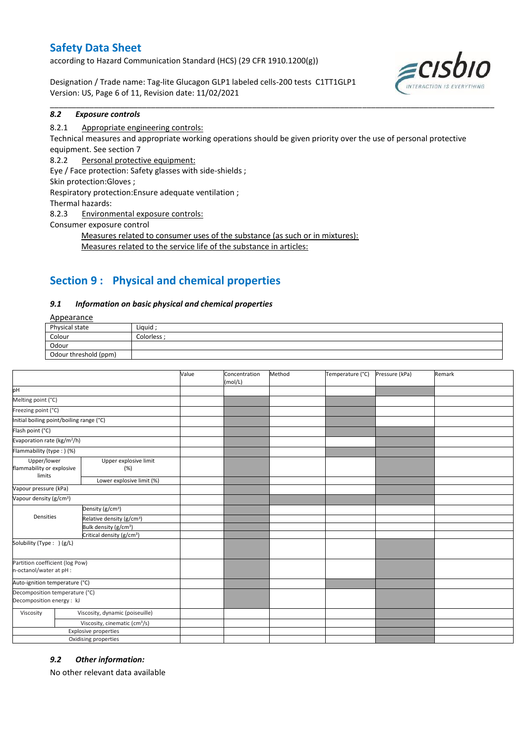### 8.2 *Exposure controls*

8.2.1 Appropriate engineering controls:

Technical measures and appropriate working operations should be given priority over the use of personal protective equipment. See section 7

8.2.2 Personal protective equipment:

Eye / Face protection: Safety glasses with side-shields ;

Skin protection:Gloves ;

Respiratory protection:Ensure adequate ventilation ;

Thermal hazards:

8.2.3 Environmental exposure controls:

Consumer exposure control

Measures related to consumer uses of the substance (as such or in mixtures):

Measures related to the service life of the substance in articles:

## Section 9 : Physical and chemical properties

### 9.1 *Information on basic physical and chemical properties*

Appearance

| | |
|---|---|
| Physical state | Liquid ; |
| Colour | Colorless ; |
| Odour | |
| Odour threshold (ppm) | |

| | | Value | Concentration (mol/L) | Method | Temperature (°C) | Pressure (kPa) | Remark |
|---|---|---|---|---|---|---|---|
| pH | | | | | | | |
| Melting point (°C) | | | | | | | |
| Freezing point (°C) | | | | | | | |
| Initial boiling point/boiling range (°C) | | | | | | | |
| Flash point (°C) | | | | | | | |
| Evaporation rate (kg/m²/h) | | | | | | | |
| Flammability (type : ) (%) | | | | | | | |
| Upper/lower flammability or explosive limits | Upper explosive limit (%) | | | | | | |
| | Lower explosive limit (%) | | | | | | |
| Vapour pressure (kPa) | | | | | | | |
| Vapour density (g/cm³) | | | | | | | |
| Densities | Density (g/cm³) | | | | | | |
| | Relative density (g/cm³) | | | | | | |
| | Bulk density (g/cm³) | | | | | | |
| | Critical density (g/cm³) | | | | | | |
| Solubility (Type : ) (g/L) | | | | | | | |
| Partition coefficient (log Pow) n-octanol/water at pH : | | | | | | | |
| Auto-ignition temperature (°C) | | | | | | | |
| Decomposition temperature (°C) Decomposition energy : kJ | | | | | | | |
| Viscosity | Viscosity, dynamic (poiseuille) | | | | | | |
| | Viscosity, cinematic (cm³/s) | | | | | | |
| Explosive properties | | | | | | | |
| Oxidising properties | | | | | | | |

### 9.2 *Other information:*

No other relevant data available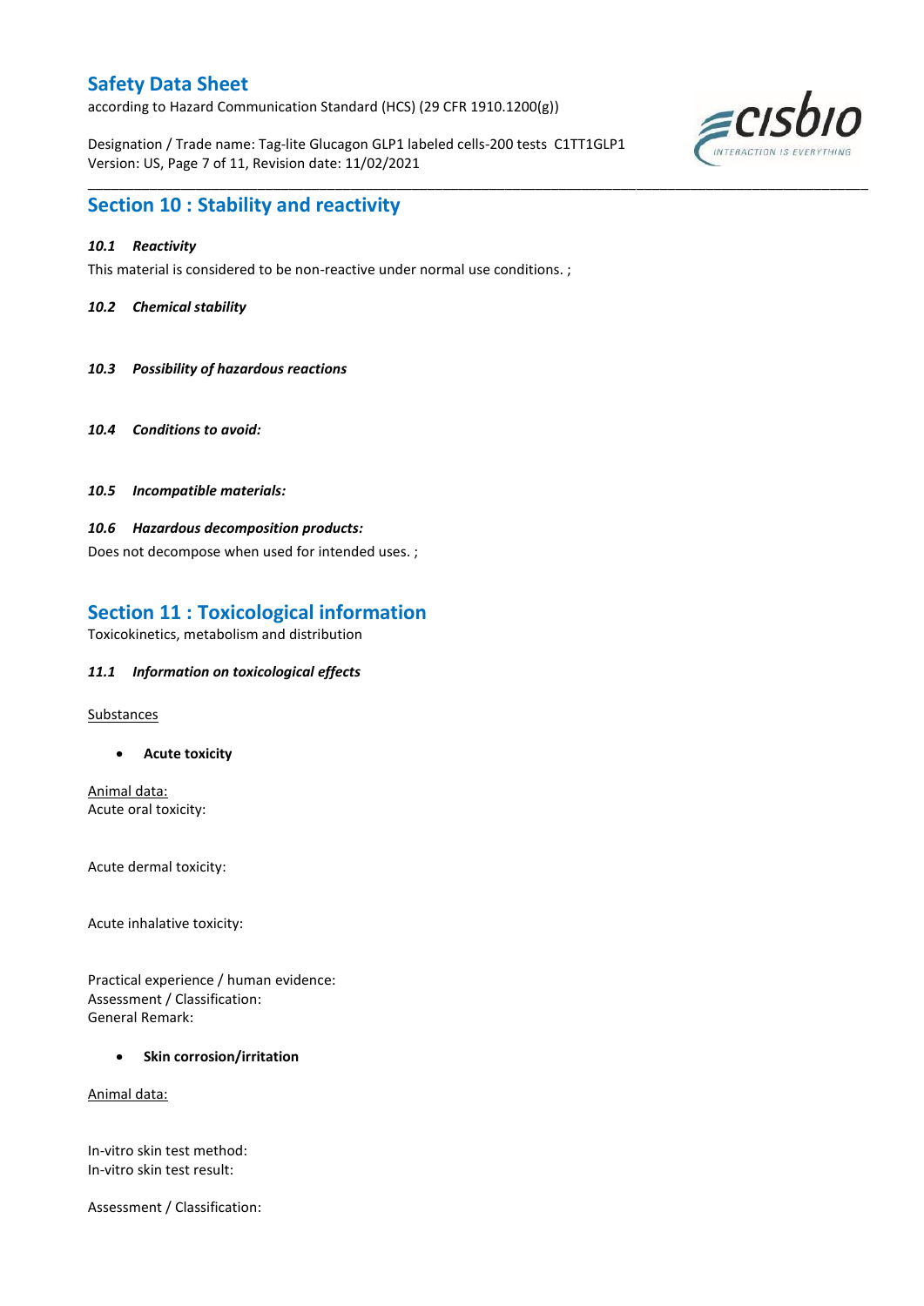## Section 10 : Stability and reactivity

***10.1 Reactivity***

This material is considered to be non-reactive under normal use conditions. ;

***10.2 Chemical stability***

***10.3 Possibility of hazardous reactions***

***10.4 Conditions to avoid:***

***10.5 Incompatible materials:***

***10.6 Hazardous decomposition products:***

Does not decompose when used for intended uses. ;

## Section 11 : Toxicological information

Toxicokinetics, metabolism and distribution

***11.1 Information on toxicological effects***

Substances

- **Acute toxicity**

Animal data:
Acute oral toxicity:

Acute dermal toxicity:

Acute inhalative toxicity:

Practical experience / human evidence:
Assessment / Classification:
General Remark:

- **Skin corrosion/irritation**

Animal data:

In-vitro skin test method:
In-vitro skin test result:

Assessment / Classification: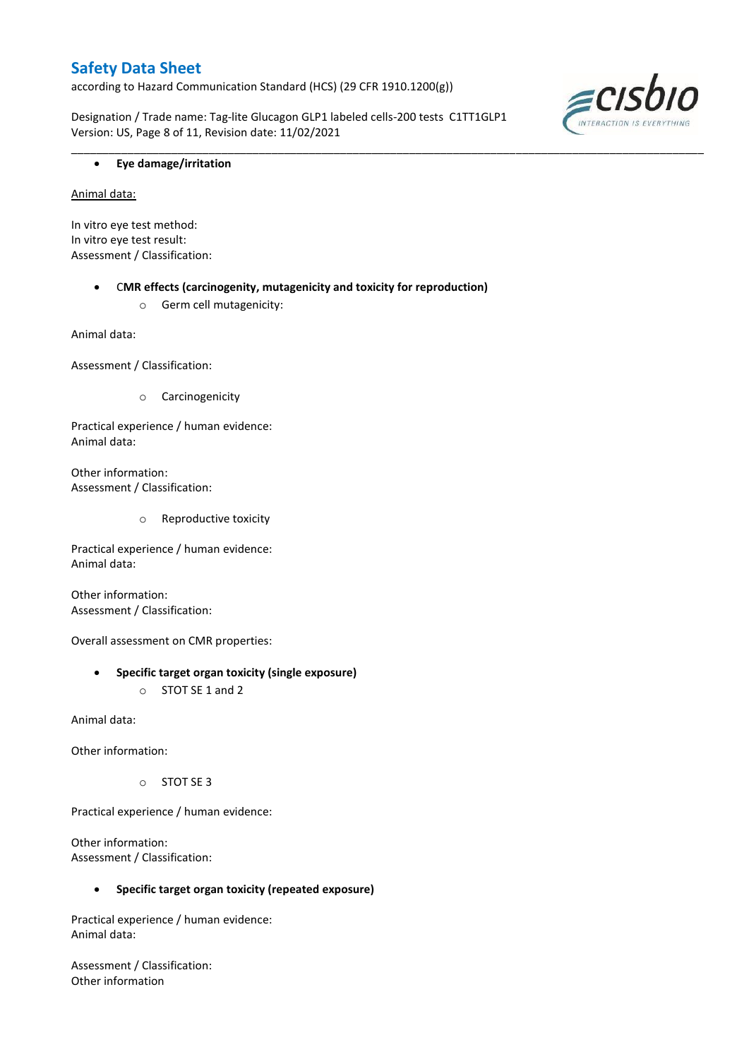- **Eye damage/irritation**

Animal data:

In vitro eye test method:
In vitro eye test result:
Assessment / Classification:

- **CMR effects (carcinogenity, mutagenicity and toxicity for reproduction)**
    - Germ cell mutagenicity:

Animal data:

Assessment / Classification:

- Carcinogenicity

Practical experience / human evidence:
Animal data:

Other information:
Assessment / Classification:

- Reproductive toxicity

Practical experience / human evidence:
Animal data:

Other information:
Assessment / Classification:

Overall assessment on CMR properties:

- **Specific target organ toxicity (single exposure)**
    - STOT SE 1 and 2

Animal data:

Other information:

- STOT SE 3

Practical experience / human evidence:

Other information:
Assessment / Classification:

- **Specific target organ toxicity (repeated exposure)**

Practical experience / human evidence:
Animal data:

Assessment / Classification:
Other information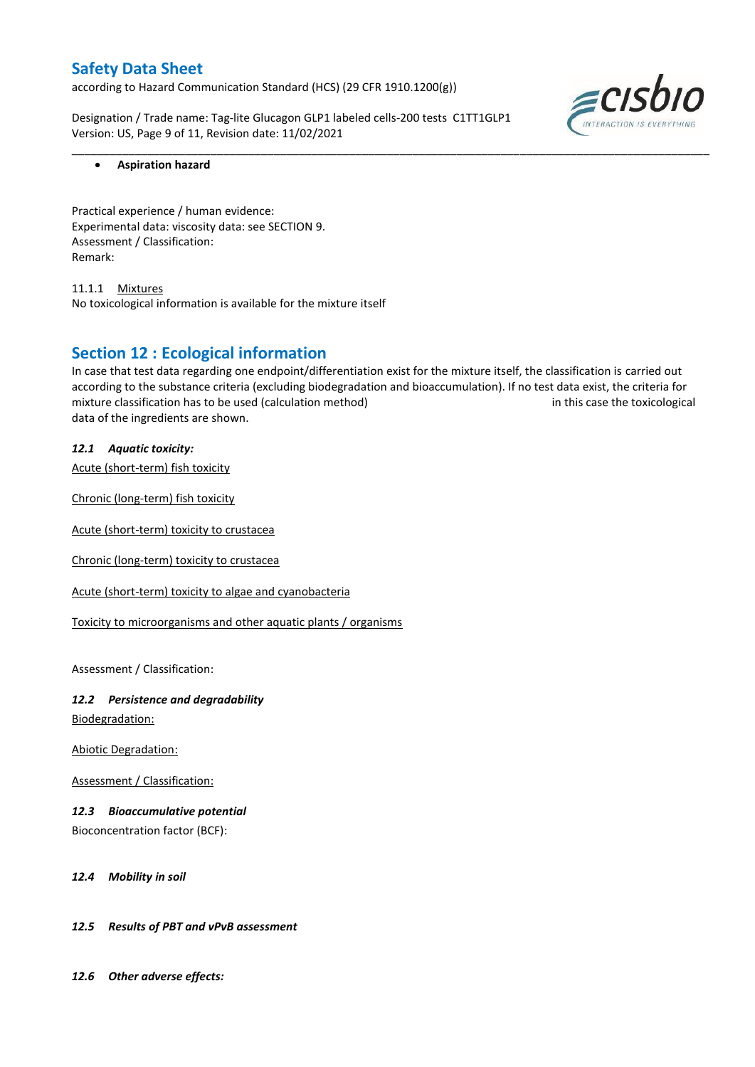- **Aspiration hazard**

Practical experience / human evidence:
Experimental data: viscosity data: see SECTION 9.
Assessment / Classification:
Remark:

11.1.1 Mixtures
No toxicological information is available for the mixture itself

## Section 12 : Ecological information

In case that test data regarding one endpoint/differentiation exist for the mixture itself, the classification is carried out according to the substance criteria (excluding biodegradation and bioaccumulation). If no test data exist, the criteria for mixture classification has to be used (calculation method) in this case the toxicological data of the ingredients are shown.

### *12.1 Aquatic toxicity:*

Acute (short-term) fish toxicity

Chronic (long-term) fish toxicity

Acute (short-term) toxicity to crustacea

Chronic (long-term) toxicity to crustacea

Acute (short-term) toxicity to algae and cyanobacteria

Toxicity to microorganisms and other aquatic plants / organisms

Assessment / Classification:

### *12.2 Persistence and degradability*

Biodegradation:

Abiotic Degradation:

Assessment / Classification:

### *12.3 Bioaccumulative potential*

Bioconcentration factor (BCF):

### *12.4 Mobility in soil*

### *12.5 Results of PBT and vPvB assessment*

### *12.6 Other adverse effects:*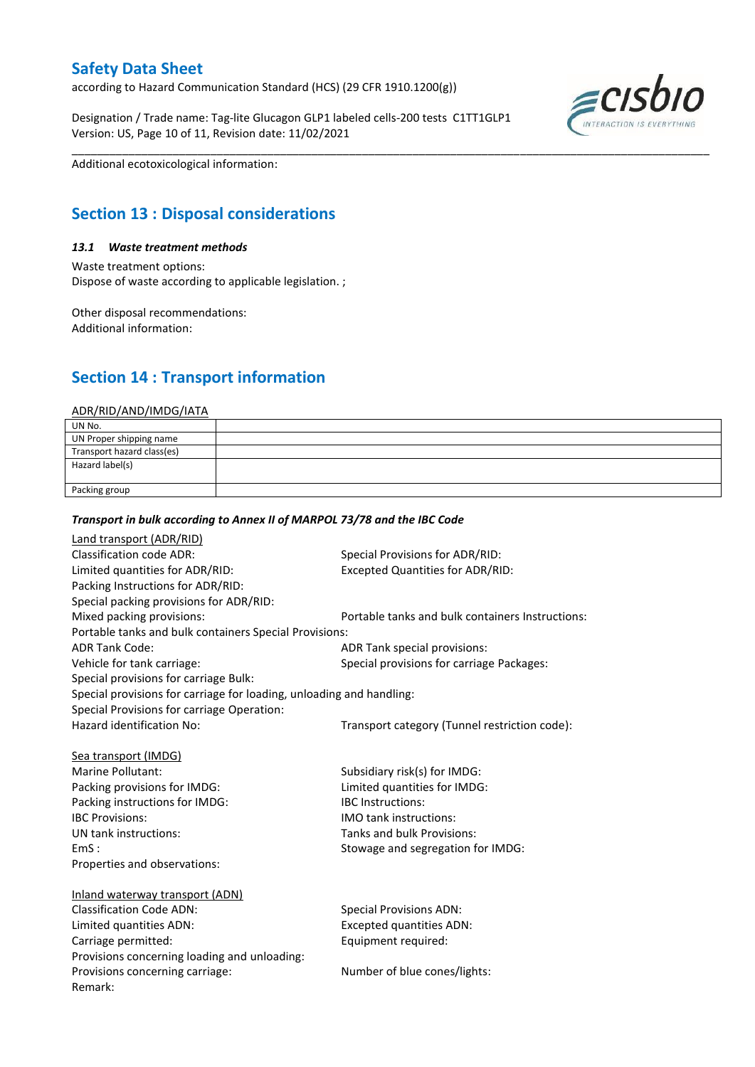Additional ecotoxicological information:

## Section 13 : Disposal considerations

### *13.1 Waste treatment methods*

Waste treatment options:
Dispose of waste according to applicable legislation. ;

Other disposal recommendations:
Additional information:

## Section 14 : Transport information

ADR/RID/AND/IMDG/IATA

| UN No. | |
|---|---|
| UN Proper shipping name | |
| Transport hazard class(es) | |
| Hazard label(s) | |
| Packing group | |

***Transport in bulk according to Annex II of MARPOL 73/78 and the IBC Code***

Land transport (ADR/RID)

Classification code ADR:
Special Provisions for ADR/RID:
Limited quantities for ADR/RID:
Excepted Quantities for ADR/RID:
Packing Instructions for ADR/RID:
Special packing provisions for ADR/RID:
Mixed packing provisions:
Portable tanks and bulk containers Instructions:
Portable tanks and bulk containers Special Provisions:
ADR Tank Code:
ADR Tank special provisions:
Vehicle for tank carriage:
Special provisions for carriage Packages:
Special provisions for carriage Bulk:
Special provisions for carriage for loading, unloading and handling:
Special Provisions for carriage Operation:
Hazard identification No:
Transport category (Tunnel restriction code):

Sea transport (IMDG)

Marine Pollutant:
Subsidiary risk(s) for IMDG:
Packing provisions for IMDG:
Limited quantities for IMDG:
Packing instructions for IMDG:
IBC Instructions:
IBC Provisions:
IMO tank instructions:
UN tank instructions:
Tanks and bulk Provisions:
EmS :
Stowage and segregation for IMDG:
Properties and observations:

Inland waterway transport (ADN)

Classification Code ADN:
Special Provisions ADN:
Limited quantities ADN:
Excepted quantities ADN:
Carriage permitted:
Equipment required:
Provisions concerning loading and unloading:
Provisions concerning carriage:
Number of blue cones/lights:
Remark: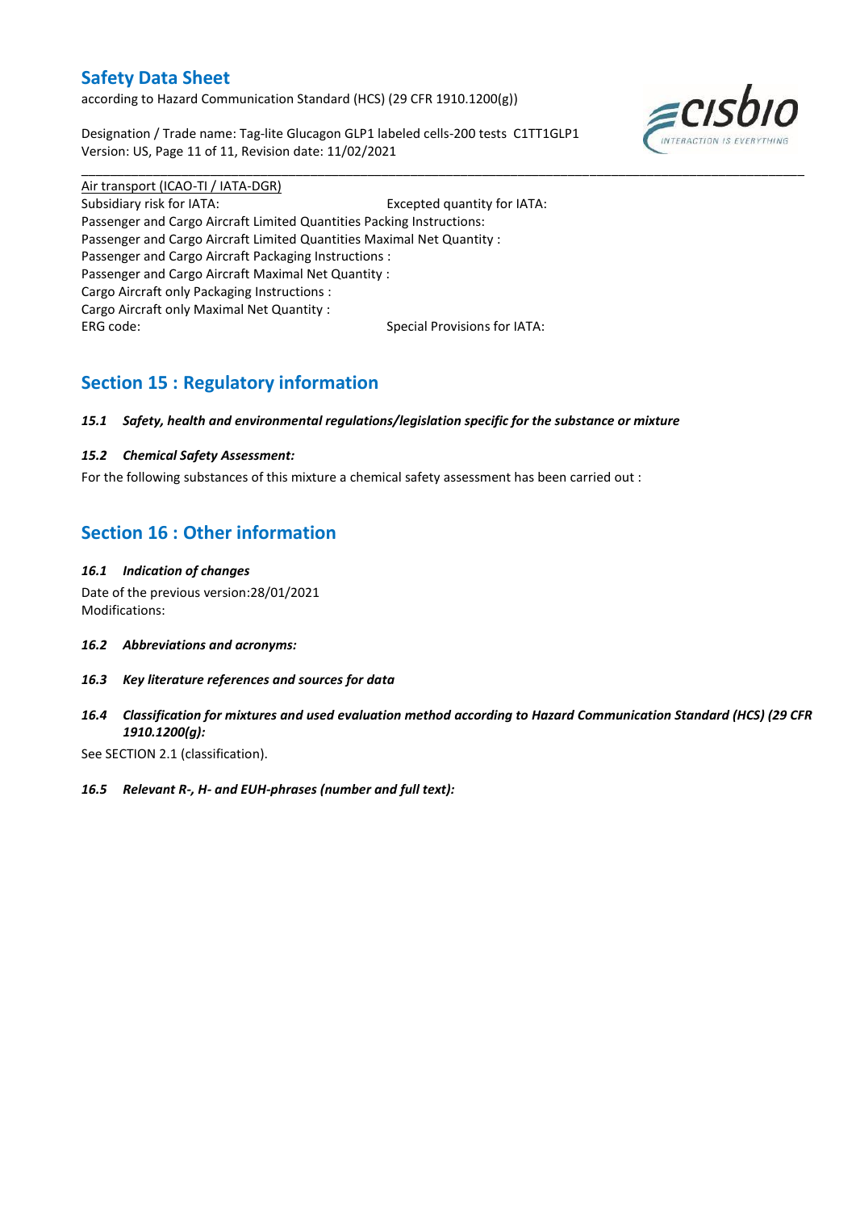Air transport (ICAO-TI / IATA-DGR)

Subsidiary risk for IATA: Excepted quantity for IATA:

Passenger and Cargo Aircraft Limited Quantities Packing Instructions:

Passenger and Cargo Aircraft Limited Quantities Maximal Net Quantity :

Passenger and Cargo Aircraft Packaging Instructions :

Passenger and Cargo Aircraft Maximal Net Quantity :

Cargo Aircraft only Packaging Instructions :

Cargo Aircraft only Maximal Net Quantity :

ERG code: Special Provisions for IATA:

## Section 15 : Regulatory information

### *15.1 Safety, health and environmental regulations/legislation specific for the substance or mixture*

### *15.2 Chemical Safety Assessment:*

For the following substances of this mixture a chemical safety assessment has been carried out :

## Section 16 : Other information

### *16.1 Indication of changes*

Date of the previous version:28/01/2021

Modifications:

### *16.2 Abbreviations and acronyms:*

### *16.3 Key literature references and sources for data*

### *16.4 Classification for mixtures and used evaluation method according to Hazard Communication Standard (HCS) (29 CFR 1910.1200(g):*

See SECTION 2.1 (classification).

### *16.5 Relevant R-, H- and EUH-phrases (number and full text):*